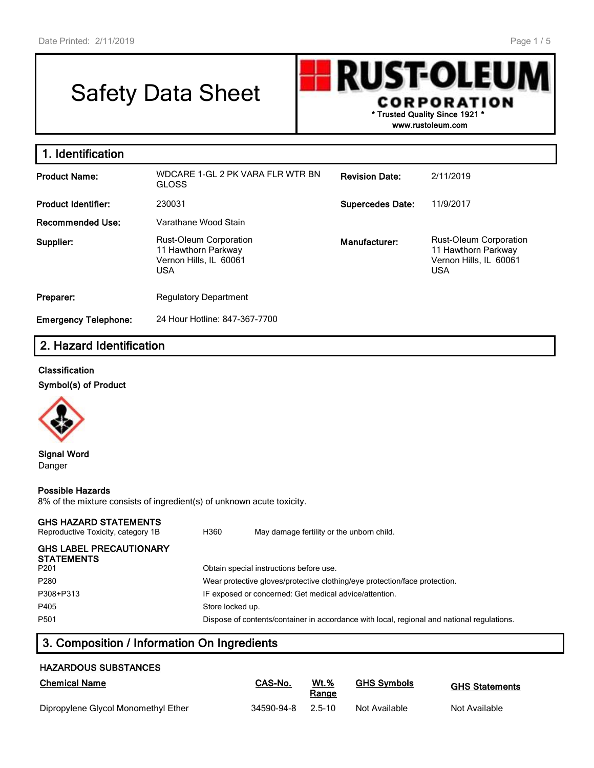# Safety Data Sheet

**RUST-OLEUM CORPORATION**
\* Trusted Quality Since 1921 \*
www.rustoleum.com

## 1. Identification

| | | | |
|---|---|---|---|
| **Product Name:** | WDCARE 1-GL 2 PK VARA FLR WTR BN GLOSS | **Revision Date:** | 2/11/2019 |
| **Product Identifier:** | 230031 | **Supercedes Date:** | 11/9/2017 |
| **Recommended Use:** | Varathane Wood Stain | | |
| **Supplier:** | Rust-Oleum Corporation<br>11 Hawthorn Parkway<br>Vernon Hills, IL 60061<br>USA | **Manufacturer:** | Rust-Oleum Corporation<br>11 Hawthorn Parkway<br>Vernon Hills, IL 60061<br>USA |
| **Preparer:** | Regulatory Department | | |
| **Emergency Telephone:** | 24 Hour Hotline: 847-367-7700 | | |

## 2. Hazard Identification

**Classification**

**Symbol(s) of Product**

**Signal Word**
Danger

**Possible Hazards**
8% of the mixture consists of ingredient(s) of unknown acute toxicity.

**GHS HAZARD STATEMENTS**

| | | |
|---|---|---|
| Reproductive Toxicity, category 1B | H360 | May damage fertility or the unborn child. |

**GHS LABEL PRECAUTIONARY STATEMENTS**

| | |
|---|---|
| P201 | Obtain special instructions before use. |
| P280 | Wear protective gloves/protective clothing/eye protection/face protection. |
| P308+P313 | IF exposed or concerned: Get medical advice/attention. |
| P405 | Store locked up. |
| P501 | Dispose of contents/container in accordance with local, regional and national regulations. |

## 3. Composition / Information On Ingredients

**HAZARDOUS SUBSTANCES**

| Chemical Name | CAS-No. | Wt.% Range | GHS Symbols | GHS Statements |
|---|---|---|---|---|
| Dipropylene Glycol Monomethyl Ether | 34590-94-8 | 2.5-10 | Not Available | Not Available |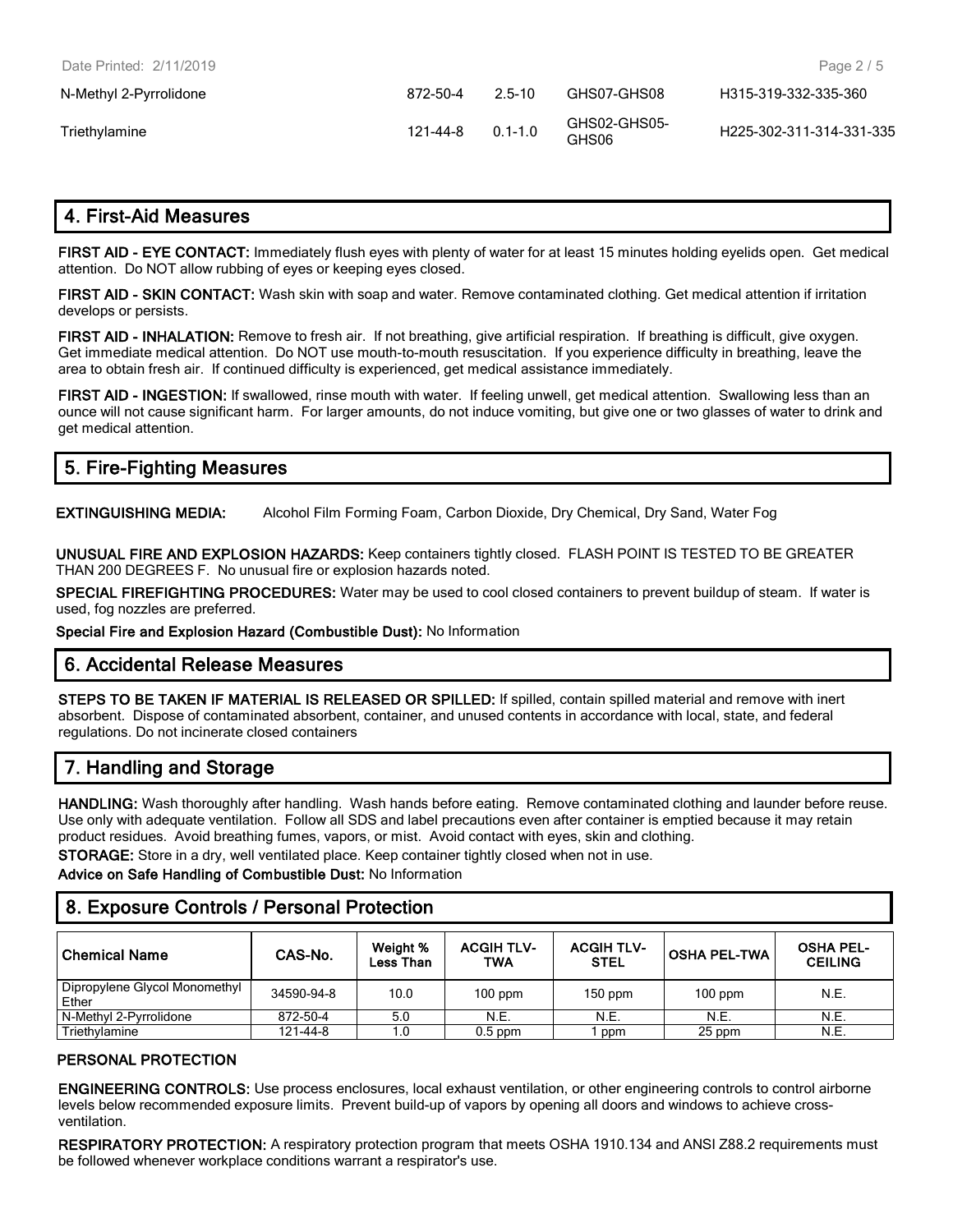| | | | | |
|---|---|---|---|---|
| N-Methyl 2-Pyrrolidone | 872-50-4 | 2.5-10 | GHS07-GHS08 | H315-319-332-335-360 |
| Triethylamine | 121-44-8 | 0.1-1.0 | GHS02-GHS05-GHS06 | H225-302-311-314-331-335 |

## 4. First-Aid Measures

**FIRST AID - EYE CONTACT:** Immediately flush eyes with plenty of water for at least 15 minutes holding eyelids open. Get medical attention. Do NOT allow rubbing of eyes or keeping eyes closed.

**FIRST AID - SKIN CONTACT:** Wash skin with soap and water. Remove contaminated clothing. Get medical attention if irritation develops or persists.

**FIRST AID - INHALATION:** Remove to fresh air. If not breathing, give artificial respiration. If breathing is difficult, give oxygen. Get immediate medical attention. Do NOT use mouth-to-mouth resuscitation. If you experience difficulty in breathing, leave the area to obtain fresh air. If continued difficulty is experienced, get medical assistance immediately.

**FIRST AID - INGESTION:** If swallowed, rinse mouth with water. If feeling unwell, get medical attention. Swallowing less than an ounce will not cause significant harm. For larger amounts, do not induce vomiting, but give one or two glasses of water to drink and get medical attention.

## 5. Fire-Fighting Measures

**EXTINGUISHING MEDIA:** Alcohol Film Forming Foam, Carbon Dioxide, Dry Chemical, Dry Sand, Water Fog

**UNUSUAL FIRE AND EXPLOSION HAZARDS:** Keep containers tightly closed. FLASH POINT IS TESTED TO BE GREATER THAN 200 DEGREES F. No unusual fire or explosion hazards noted.

**SPECIAL FIREFIGHTING PROCEDURES:** Water may be used to cool closed containers to prevent buildup of steam. If water is used, fog nozzles are preferred.

**Special Fire and Explosion Hazard (Combustible Dust):** No Information

## 6. Accidental Release Measures

**STEPS TO BE TAKEN IF MATERIAL IS RELEASED OR SPILLED:** If spilled, contain spilled material and remove with inert absorbent. Dispose of contaminated absorbent, container, and unused contents in accordance with local, state, and federal regulations. Do not incinerate closed containers

## 7. Handling and Storage

**HANDLING:** Wash thoroughly after handling. Wash hands before eating. Remove contaminated clothing and launder before reuse. Use only with adequate ventilation. Follow all SDS and label precautions even after container is emptied because it may retain product residues. Avoid breathing fumes, vapors, or mist. Avoid contact with eyes, skin and clothing.

**STORAGE:** Store in a dry, well ventilated place. Keep container tightly closed when not in use.

**Advice on Safe Handling of Combustible Dust:** No Information

## 8. Exposure Controls / Personal Protection

| Chemical Name | CAS-No. | Weight % Less Than | ACGIH TLV-TWA | ACGIH TLV-STEL | OSHA PEL-TWA | OSHA PEL-CEILING |
|---|---|---|---|---|---|---|
| Dipropylene Glycol Monomethyl Ether | 34590-94-8 | 10.0 | 100 ppm | 150 ppm | 100 ppm | N.E. |
| N-Methyl 2-Pyrrolidone | 872-50-4 | 5.0 | N.E. | N.E. | N.E. | N.E. |
| Triethylamine | 121-44-8 | 1.0 | 0.5 ppm | 1 ppm | 25 ppm | N.E. |

### PERSONAL PROTECTION

**ENGINEERING CONTROLS:** Use process enclosures, local exhaust ventilation, or other engineering controls to control airborne levels below recommended exposure limits. Prevent build-up of vapors by opening all doors and windows to achieve cross-ventilation.

**RESPIRATORY PROTECTION:** A respiratory protection program that meets OSHA 1910.134 and ANSI Z88.2 requirements must be followed whenever workplace conditions warrant a respirator's use.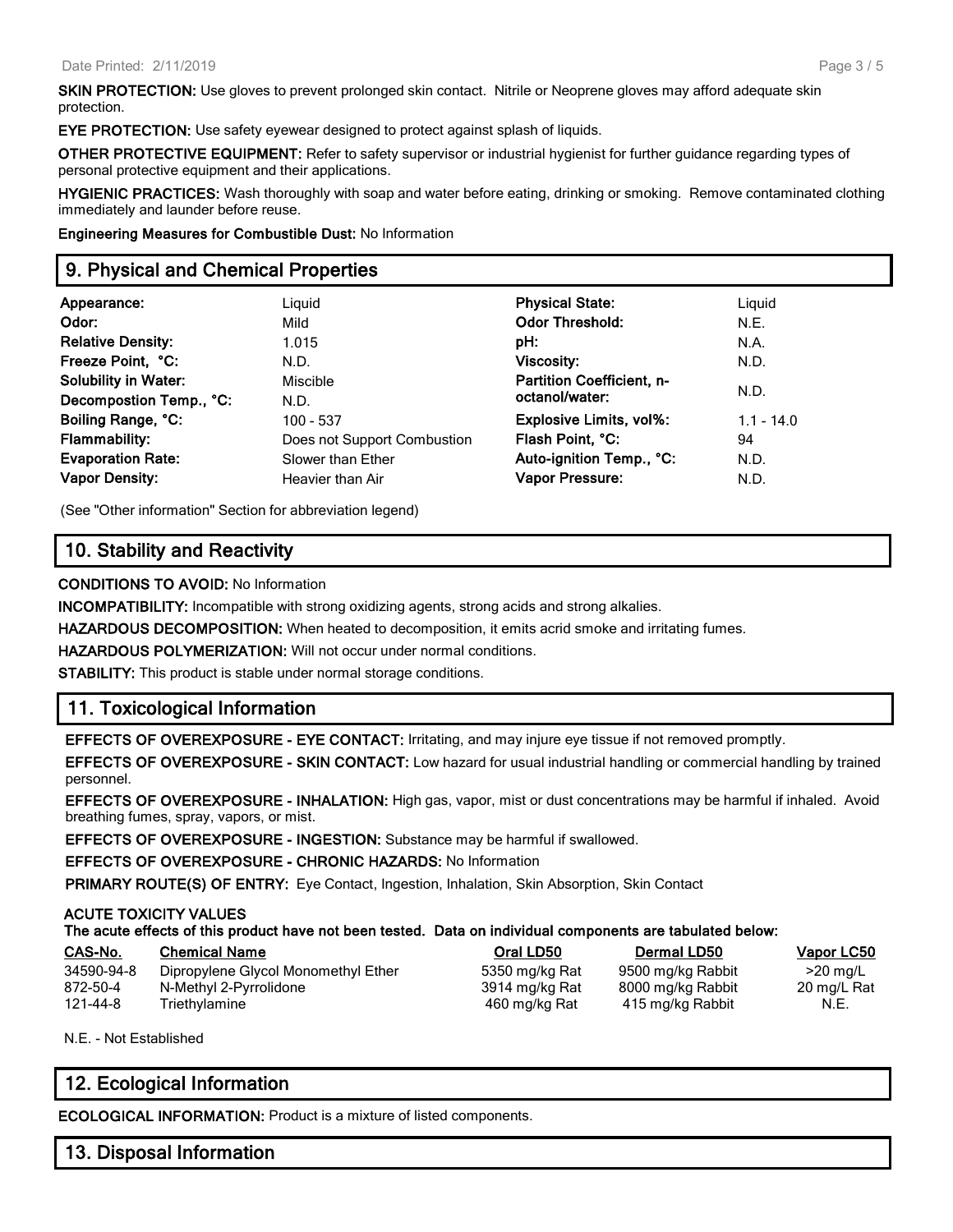**SKIN PROTECTION:** Use gloves to prevent prolonged skin contact. Nitrile or Neoprene gloves may afford adequate skin protection.

**EYE PROTECTION:** Use safety eyewear designed to protect against splash of liquids.

**OTHER PROTECTIVE EQUIPMENT:** Refer to safety supervisor or industrial hygienist for further guidance regarding types of personal protective equipment and their applications.

**HYGIENIC PRACTICES:** Wash thoroughly with soap and water before eating, drinking or smoking. Remove contaminated clothing immediately and launder before reuse.

**Engineering Measures for Combustible Dust:** No Information

## 9. Physical and Chemical Properties

| | | | |
|---|---|---|---|
| **Appearance:** | Liquid | **Physical State:** | Liquid |
| **Odor:** | Mild | **Odor Threshold:** | N.E. |
| **Relative Density:** | 1.015 | **pH:** | N.A. |
| **Freeze Point, °C:** | N.D. | **Viscosity:** | N.D. |
| **Solubility in Water:** | Miscible | **Partition Coefficient, n-octanol/water:** | N.D. |
| **Decompostion Temp., °C:** | N.D. | | |
| **Boiling Range, °C:** | 100 - 537 | **Explosive Limits, vol%:** | 1.1 - 14.0 |
| **Flammability:** | Does not Support Combustion | **Flash Point, °C:** | 94 |
| **Evaporation Rate:** | Slower than Ether | **Auto-ignition Temp., °C:** | N.D. |
| **Vapor Density:** | Heavier than Air | **Vapor Pressure:** | N.D. |

(See "Other information" Section for abbreviation legend)

## 10. Stability and Reactivity

**CONDITIONS TO AVOID:** No Information

**INCOMPATIBILITY:** Incompatible with strong oxidizing agents, strong acids and strong alkalies.

**HAZARDOUS DECOMPOSITION:** When heated to decomposition, it emits acrid smoke and irritating fumes.

**HAZARDOUS POLYMERIZATION:** Will not occur under normal conditions.

**STABILITY:** This product is stable under normal storage conditions.

## 11. Toxicological Information

**EFFECTS OF OVEREXPOSURE - EYE CONTACT:** Irritating, and may injure eye tissue if not removed promptly.

**EFFECTS OF OVEREXPOSURE - SKIN CONTACT:** Low hazard for usual industrial handling or commercial handling by trained personnel.

**EFFECTS OF OVEREXPOSURE - INHALATION:** High gas, vapor, mist or dust concentrations may be harmful if inhaled. Avoid breathing fumes, spray, vapors, or mist.

**EFFECTS OF OVEREXPOSURE - INGESTION:** Substance may be harmful if swallowed.

**EFFECTS OF OVEREXPOSURE - CHRONIC HAZARDS:** No Information

**PRIMARY ROUTE(S) OF ENTRY:** Eye Contact, Ingestion, Inhalation, Skin Absorption, Skin Contact

**ACUTE TOXICITY VALUES**
**The acute effects of this product have not been tested. Data on individual components are tabulated below:**

| CAS-No. | Chemical Name | Oral LD50 | Dermal LD50 | Vapor LC50 |
|---|---|---|---|---|
| 34590-94-8 | Dipropylene Glycol Monomethyl Ether | 5350 mg/kg Rat | 9500 mg/kg Rabbit | >20 mg/L |
| 872-50-4 | N-Methyl 2-Pyrrolidone | 3914 mg/kg Rat | 8000 mg/kg Rabbit | 20 mg/L Rat |
| 121-44-8 | Triethylamine | 460 mg/kg Rat | 415 mg/kg Rabbit | N.E. |

N.E. - Not Established

## 12. Ecological Information

**ECOLOGICAL INFORMATION:** Product is a mixture of listed components.

## 13. Disposal Information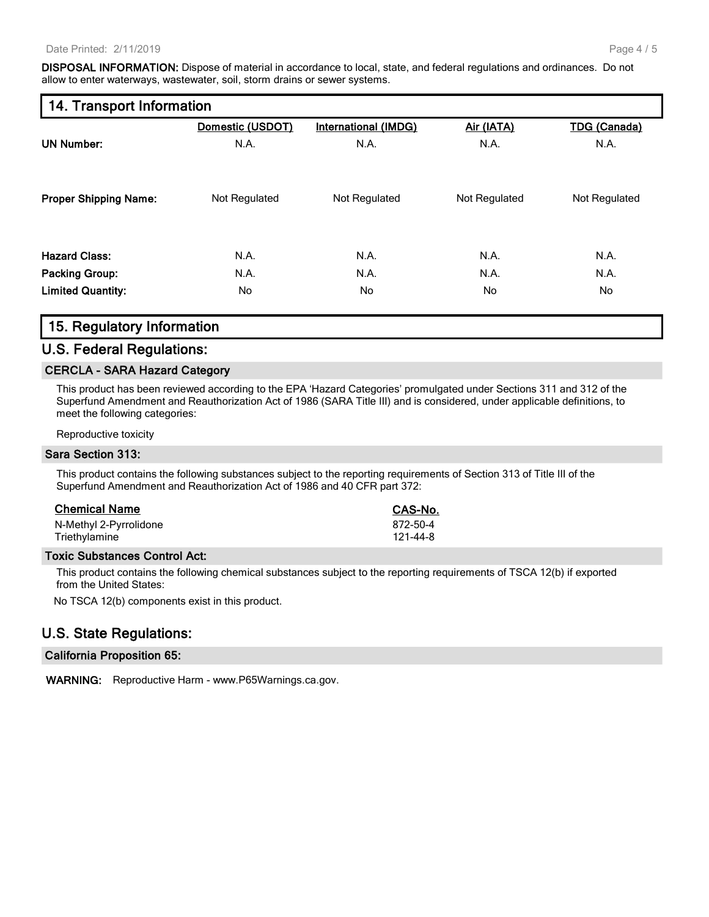**DISPOSAL INFORMATION:** Dispose of material in accordance to local, state, and federal regulations and ordinances. Do not allow to enter waterways, wastewater, soil, storm drains or sewer systems.

## 14. Transport Information

| | Domestic (USDOT) | International (IMDG) | Air (IATA) | TDG (Canada) |
|---|---|---|---|---|
| **UN Number:** | N.A. | N.A. | N.A. | N.A. |
| **Proper Shipping Name:** | Not Regulated | Not Regulated | Not Regulated | Not Regulated |
| **Hazard Class:** | N.A. | N.A. | N.A. | N.A. |
| **Packing Group:** | N.A. | N.A. | N.A. | N.A. |
| **Limited Quantity:** | No | No | No | No |

## 15. Regulatory Information

## U.S. Federal Regulations:

### CERCLA - SARA Hazard Category

This product has been reviewed according to the EPA 'Hazard Categories' promulgated under Sections 311 and 312 of the Superfund Amendment and Reauthorization Act of 1986 (SARA Title III) and is considered, under applicable definitions, to meet the following categories:

Reproductive toxicity

### Sara Section 313:

This product contains the following substances subject to the reporting requirements of Section 313 of Title III of the Superfund Amendment and Reauthorization Act of 1986 and 40 CFR part 372:

| Chemical Name | CAS-No. |
|---|---|
| N-Methyl 2-Pyrrolidone | 872-50-4 |
| Triethylamine | 121-44-8 |

### Toxic Substances Control Act:

This product contains the following chemical substances subject to the reporting requirements of TSCA 12(b) if exported from the United States:

No TSCA 12(b) components exist in this product.

## U.S. State Regulations:

### California Proposition 65:

**WARNING:** Reproductive Harm - www.P65Warnings.ca.gov.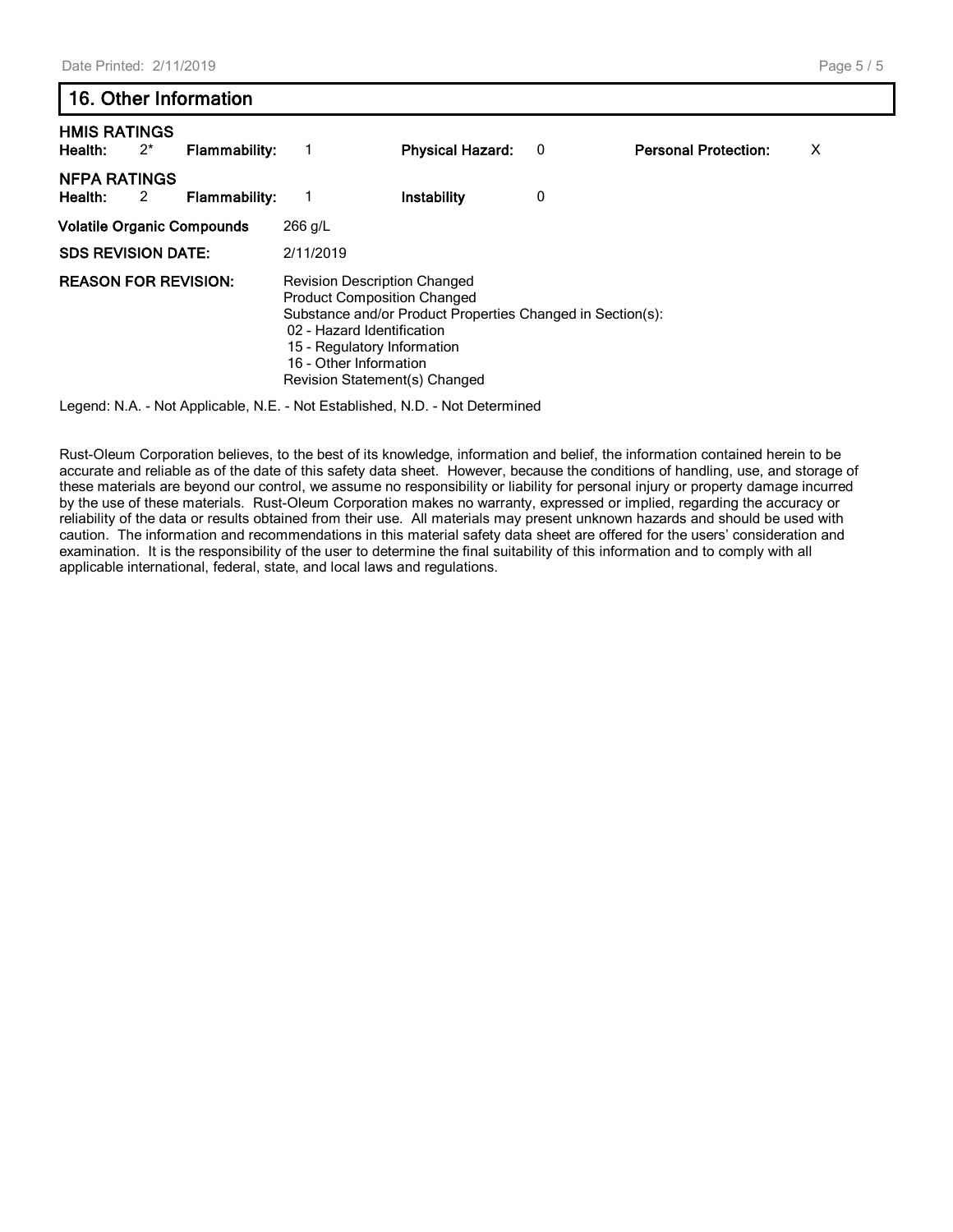## 16. Other Information

**HMIS RATINGS**

| | | | | | | | |
|---|---|---|---|---|---|---|---|
| **Health:** | 2* | **Flammability:** | 1 | **Physical Hazard:** | 0 | **Personal Protection:** | X |

**NFPA RATINGS**

| | | | | | |
|---|---|---|---|---|---|
| **Health:** | 2 | **Flammability:** | 1 | **Instability** | 0 |

**Volatile Organic Compounds** 266 g/L

**SDS REVISION DATE:** 2/11/2019

**REASON FOR REVISION:**
Revision Description Changed
Product Composition Changed
Substance and/or Product Properties Changed in Section(s):
02 - Hazard Identification
15 - Regulatory Information
16 - Other Information
Revision Statement(s) Changed

Legend: N.A. - Not Applicable, N.E. - Not Established, N.D. - Not Determined

Rust-Oleum Corporation believes, to the best of its knowledge, information and belief, the information contained herein to be accurate and reliable as of the date of this safety data sheet. However, because the conditions of handling, use, and storage of these materials are beyond our control, we assume no responsibility or liability for personal injury or property damage incurred by the use of these materials. Rust-Oleum Corporation makes no warranty, expressed or implied, regarding the accuracy or reliability of the data or results obtained from their use. All materials may present unknown hazards and should be used with caution. The information and recommendations in this material safety data sheet are offered for the users' consideration and examination. It is the responsibility of the user to determine the final suitability of this information and to comply with all applicable international, federal, state, and local laws and regulations.